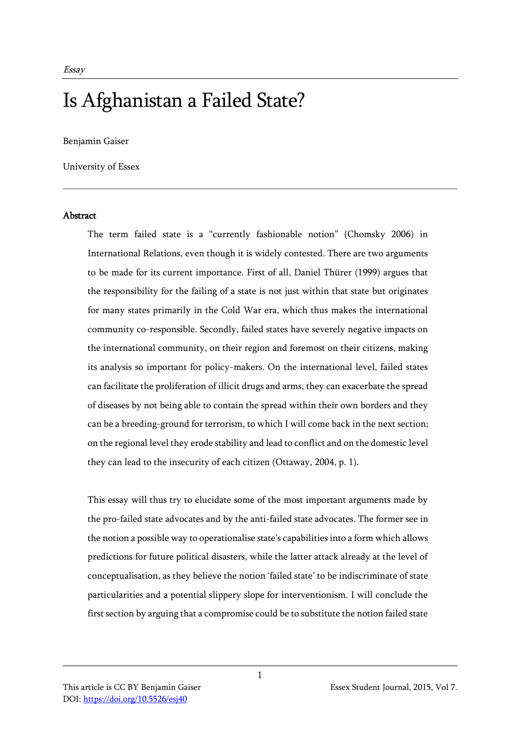*Essay*

# Is Afghanistan a Failed State?

Benjamin Gaiser

University of Essex

## Abstract

The term failed state is a "currently fashionable notion" (Chomsky 2006) in International Relations, even though it is widely contested. There are two arguments to be made for its current importance. First of all, Daniel Thürer (1999) argues that the responsibility for the failing of a state is not just within that state but originates for many states primarily in the Cold War era, which thus makes the international community co-responsible. Secondly, failed states have severely negative impacts on the international community, on their region and foremost on their citizens, making its analysis so important for policy-makers. On the international level, failed states can facilitate the proliferation of illicit drugs and arms, they can exacerbate the spread of diseases by not being able to contain the spread within their own borders and they can be a breeding-ground for terrorism, to which I will come back in the next section; on the regional level they erode stability and lead to conflict and on the domestic level they can lead to the insecurity of each citizen (Ottaway, 2004, p. 1).

This essay will thus try to elucidate some of the most important arguments made by the pro-failed state advocates and by the anti-failed state advocates. The former see in the notion a possible way to operationalise state's capabilities into a form which allows predictions for future political disasters, while the latter attack already at the level of conceptualisation, as they believe the notion 'failed state' to be indiscriminate of state particularities and a potential slippery slope for interventionism. I will conclude the first section by arguing that a compromise could be to substitute the notion failed state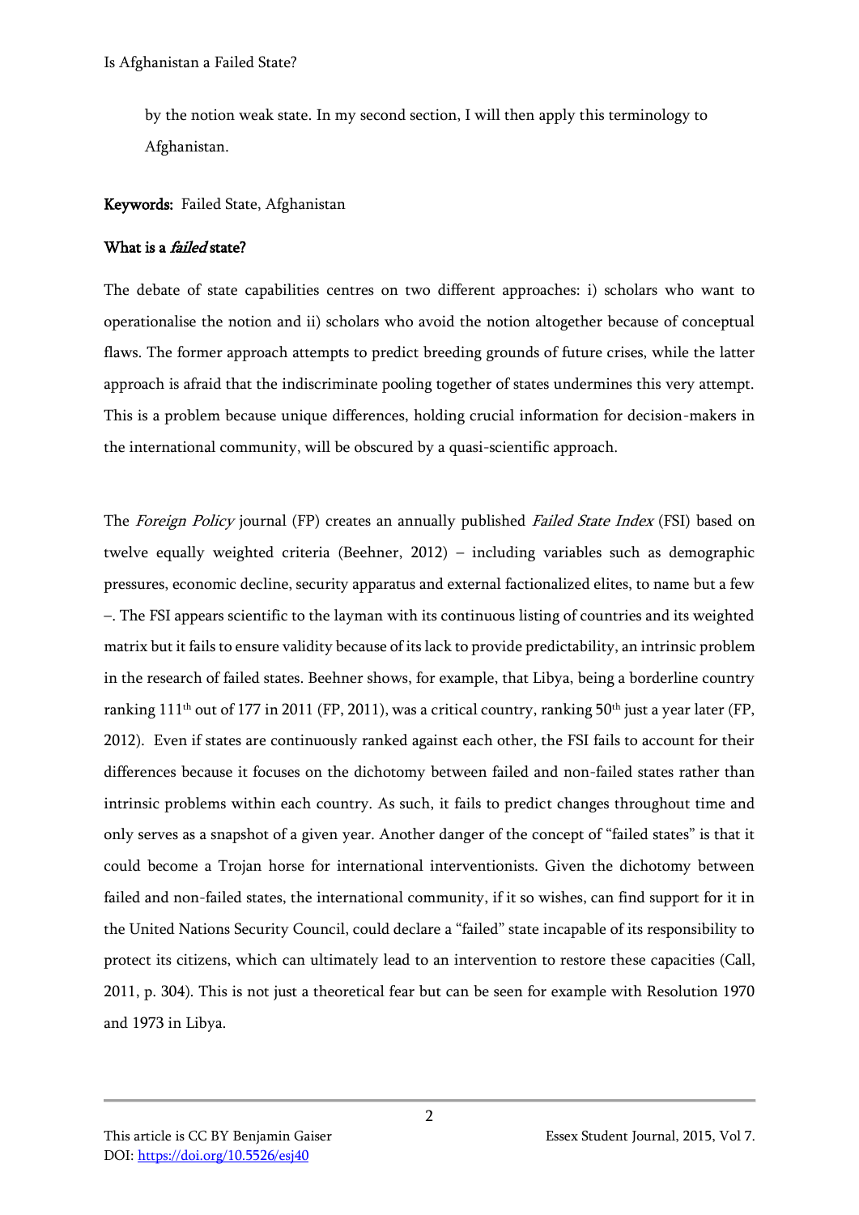by the notion weak state. In my second section, I will then apply this terminology to Afghanistan.

**Keywords:** Failed State, Afghanistan

## What is a *failed* state?

The debate of state capabilities centres on two different approaches: i) scholars who want to operationalise the notion and ii) scholars who avoid the notion altogether because of conceptual flaws. The former approach attempts to predict breeding grounds of future crises, while the latter approach is afraid that the indiscriminate pooling together of states undermines this very attempt. This is a problem because unique differences, holding crucial information for decision-makers in the international community, will be obscured by a quasi-scientific approach.

The *Foreign Policy* journal (FP) creates an annually published *Failed State Index* (FSI) based on twelve equally weighted criteria (Beehner, 2012) – including variables such as demographic pressures, economic decline, security apparatus and external factionalized elites, to name but a few –. The FSI appears scientific to the layman with its continuous listing of countries and its weighted matrix but it fails to ensure validity because of its lack to provide predictability, an intrinsic problem in the research of failed states. Beehner shows, for example, that Libya, being a borderline country ranking 111th out of 177 in 2011 (FP, 2011), was a critical country, ranking 50th just a year later (FP, 2012). Even if states are continuously ranked against each other, the FSI fails to account for their differences because it focuses on the dichotomy between failed and non-failed states rather than intrinsic problems within each country. As such, it fails to predict changes throughout time and only serves as a snapshot of a given year. Another danger of the concept of "failed states" is that it could become a Trojan horse for international interventionists. Given the dichotomy between failed and non-failed states, the international community, if it so wishes, can find support for it in the United Nations Security Council, could declare a "failed" state incapable of its responsibility to protect its citizens, which can ultimately lead to an intervention to restore these capacities (Call, 2011, p. 304). This is not just a theoretical fear but can be seen for example with Resolution 1970 and 1973 in Libya.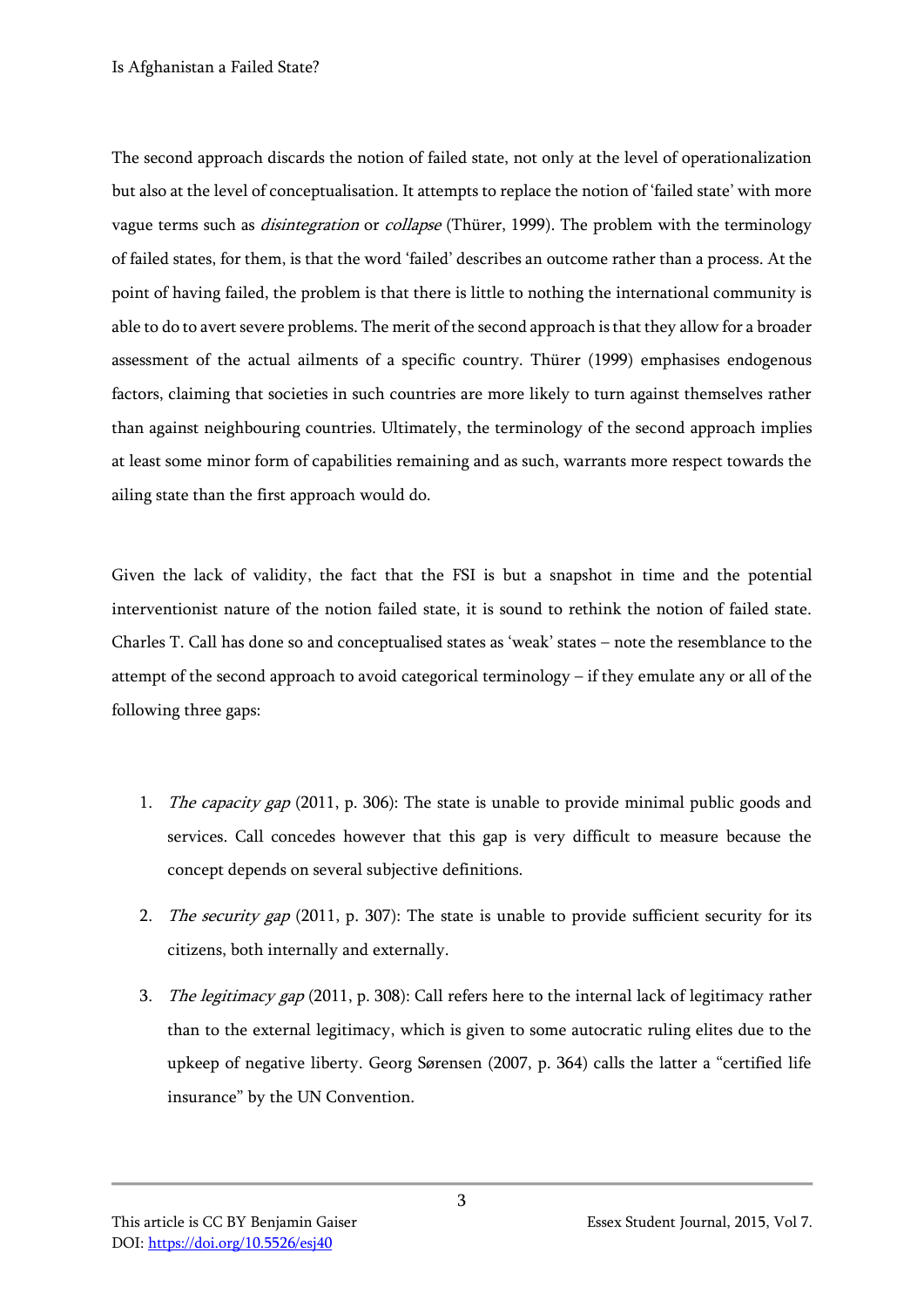The second approach discards the notion of failed state, not only at the level of operationalization but also at the level of conceptualisation. It attempts to replace the notion of 'failed state' with more vague terms such as *disintegration* or *collapse* (Thürer, 1999). The problem with the terminology of failed states, for them, is that the word 'failed' describes an outcome rather than a process. At the point of having failed, the problem is that there is little to nothing the international community is able to do to avert severe problems. The merit of the second approach is that they allow for a broader assessment of the actual ailments of a specific country. Thürer (1999) emphasises endogenous factors, claiming that societies in such countries are more likely to turn against themselves rather than against neighbouring countries. Ultimately, the terminology of the second approach implies at least some minor form of capabilities remaining and as such, warrants more respect towards the ailing state than the first approach would do.

Given the lack of validity, the fact that the FSI is but a snapshot in time and the potential interventionist nature of the notion failed state, it is sound to rethink the notion of failed state. Charles T. Call has done so and conceptualised states as 'weak' states – note the resemblance to the attempt of the second approach to avoid categorical terminology – if they emulate any or all of the following three gaps:

1. *The capacity gap* (2011, p. 306): The state is unable to provide minimal public goods and services. Call concedes however that this gap is very difficult to measure because the concept depends on several subjective definitions.
2. *The security gap* (2011, p. 307): The state is unable to provide sufficient security for its citizens, both internally and externally.
3. *The legitimacy gap* (2011, p. 308): Call refers here to the internal lack of legitimacy rather than to the external legitimacy, which is given to some autocratic ruling elites due to the upkeep of negative liberty. Georg Sørensen (2007, p. 364) calls the latter a "certified life insurance" by the UN Convention.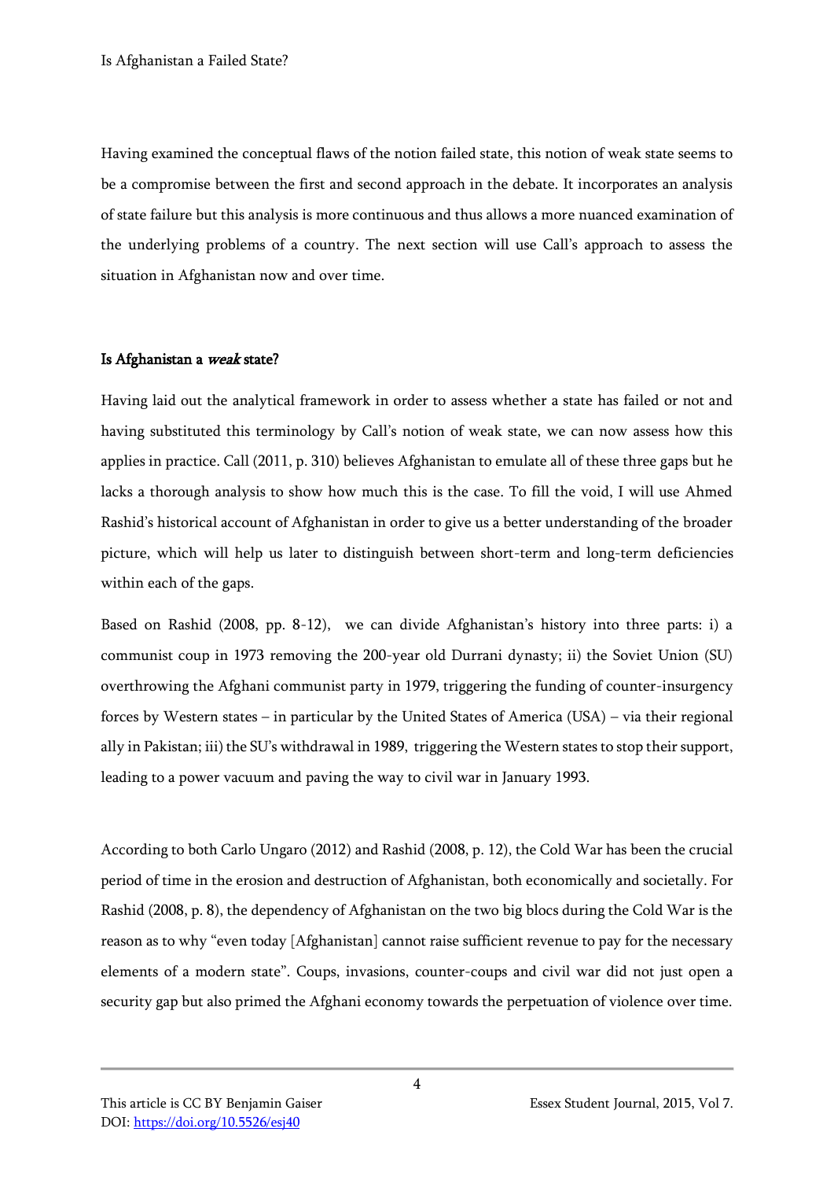Having examined the conceptual flaws of the notion failed state, this notion of weak state seems to be a compromise between the first and second approach in the debate. It incorporates an analysis of state failure but this analysis is more continuous and thus allows a more nuanced examination of the underlying problems of a country. The next section will use Call's approach to assess the situation in Afghanistan now and over time.

## Is Afghanistan a *weak* state?

Having laid out the analytical framework in order to assess whether a state has failed or not and having substituted this terminology by Call's notion of weak state, we can now assess how this applies in practice. Call (2011, p. 310) believes Afghanistan to emulate all of these three gaps but he lacks a thorough analysis to show how much this is the case. To fill the void, I will use Ahmed Rashid's historical account of Afghanistan in order to give us a better understanding of the broader picture, which will help us later to distinguish between short-term and long-term deficiencies within each of the gaps.

Based on Rashid (2008, pp. 8-12), we can divide Afghanistan's history into three parts: i) a communist coup in 1973 removing the 200-year old Durrani dynasty; ii) the Soviet Union (SU) overthrowing the Afghani communist party in 1979, triggering the funding of counter-insurgency forces by Western states – in particular by the United States of America (USA) – via their regional ally in Pakistan; iii) the SU's withdrawal in 1989, triggering the Western states to stop their support, leading to a power vacuum and paving the way to civil war in January 1993.

According to both Carlo Ungaro (2012) and Rashid (2008, p. 12), the Cold War has been the crucial period of time in the erosion and destruction of Afghanistan, both economically and societally. For Rashid (2008, p. 8), the dependency of Afghanistan on the two big blocs during the Cold War is the reason as to why "even today [Afghanistan] cannot raise sufficient revenue to pay for the necessary elements of a modern state". Coups, invasions, counter-coups and civil war did not just open a security gap but also primed the Afghani economy towards the perpetuation of violence over time.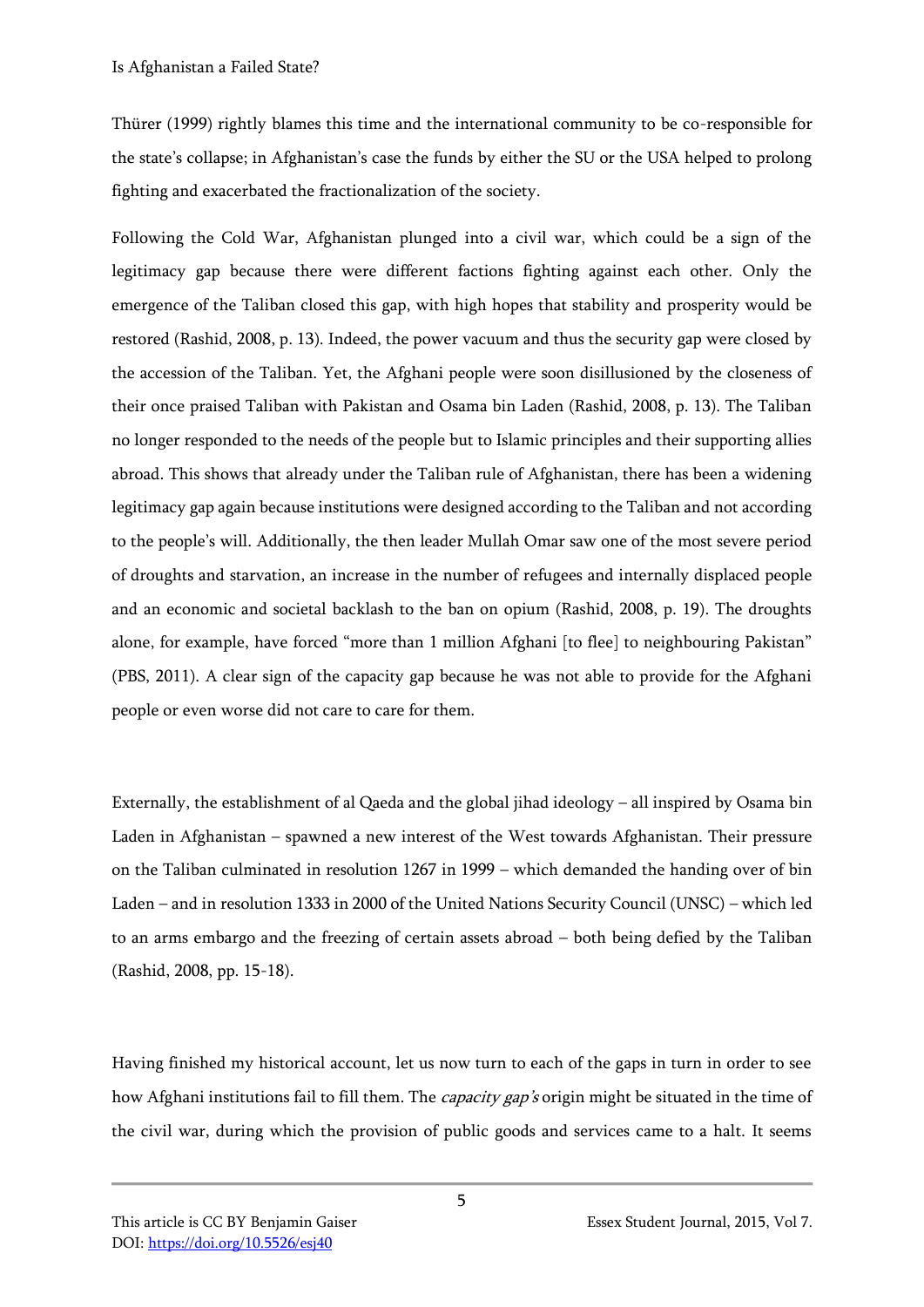Thürer (1999) rightly blames this time and the international community to be co-responsible for the state's collapse; in Afghanistan's case the funds by either the SU or the USA helped to prolong fighting and exacerbated the fractionalization of the society.

Following the Cold War, Afghanistan plunged into a civil war, which could be a sign of the legitimacy gap because there were different factions fighting against each other. Only the emergence of the Taliban closed this gap, with high hopes that stability and prosperity would be restored (Rashid, 2008, p. 13). Indeed, the power vacuum and thus the security gap were closed by the accession of the Taliban. Yet, the Afghani people were soon disillusioned by the closeness of their once praised Taliban with Pakistan and Osama bin Laden (Rashid, 2008, p. 13). The Taliban no longer responded to the needs of the people but to Islamic principles and their supporting allies abroad. This shows that already under the Taliban rule of Afghanistan, there has been a widening legitimacy gap again because institutions were designed according to the Taliban and not according to the people's will. Additionally, the then leader Mullah Omar saw one of the most severe period of droughts and starvation, an increase in the number of refugees and internally displaced people and an economic and societal backlash to the ban on opium (Rashid, 2008, p. 19). The droughts alone, for example, have forced "more than 1 million Afghani [to flee] to neighbouring Pakistan" (PBS, 2011). A clear sign of the capacity gap because he was not able to provide for the Afghani people or even worse did not care to care for them.

Externally, the establishment of al Qaeda and the global jihad ideology – all inspired by Osama bin Laden in Afghanistan – spawned a new interest of the West towards Afghanistan. Their pressure on the Taliban culminated in resolution 1267 in 1999 – which demanded the handing over of bin Laden – and in resolution 1333 in 2000 of the United Nations Security Council (UNSC) – which led to an arms embargo and the freezing of certain assets abroad – both being defied by the Taliban (Rashid, 2008, pp. 15-18).

Having finished my historical account, let us now turn to each of the gaps in turn in order to see how Afghani institutions fail to fill them. The *capacity gap's* origin might be situated in the time of the civil war, during which the provision of public goods and services came to a halt. It seems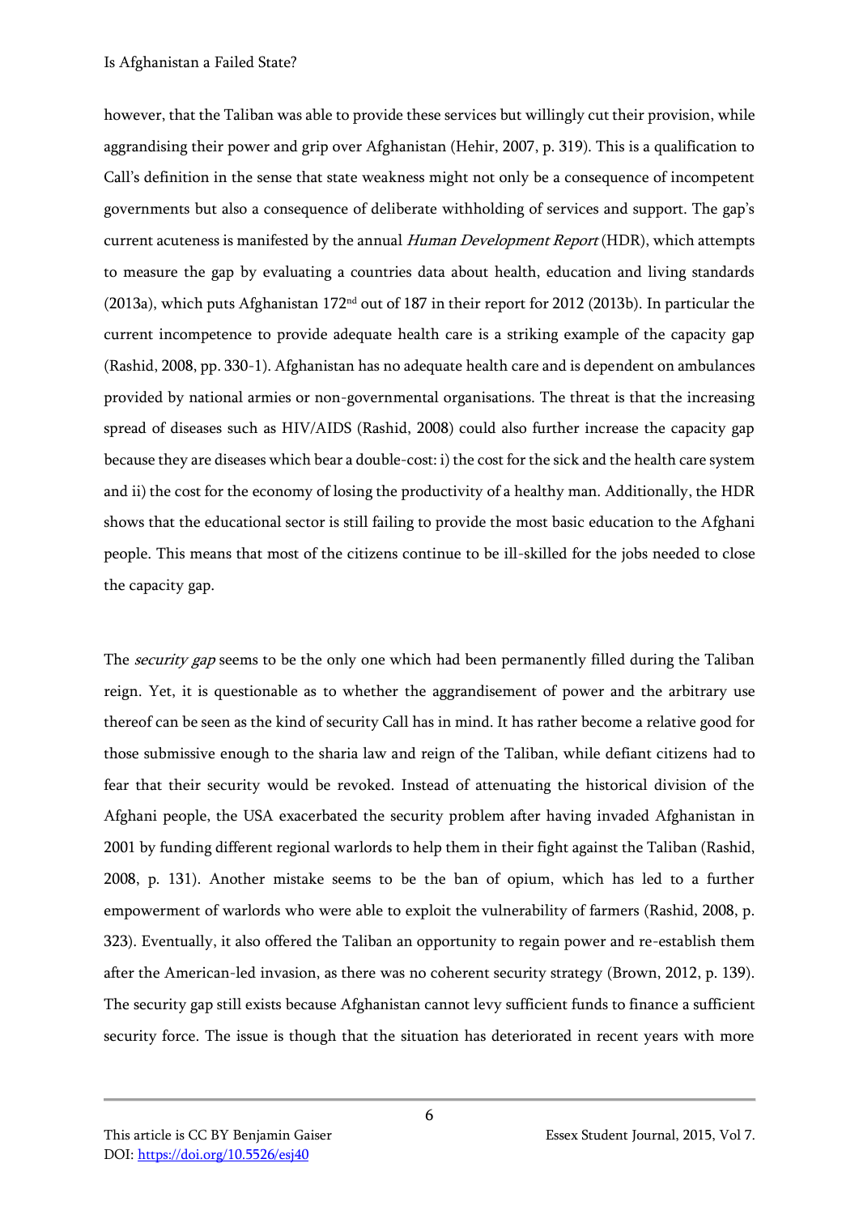however, that the Taliban was able to provide these services but willingly cut their provision, while aggrandising their power and grip over Afghanistan (Hehir, 2007, p. 319). This is a qualification to Call's definition in the sense that state weakness might not only be a consequence of incompetent governments but also a consequence of deliberate withholding of services and support. The gap's current acuteness is manifested by the annual *Human Development Report* (HDR), which attempts to measure the gap by evaluating a countries data about health, education and living standards (2013a), which puts Afghanistan 172nd out of 187 in their report for 2012 (2013b). In particular the current incompetence to provide adequate health care is a striking example of the capacity gap (Rashid, 2008, pp. 330-1). Afghanistan has no adequate health care and is dependent on ambulances provided by national armies or non-governmental organisations. The threat is that the increasing spread of diseases such as HIV/AIDS (Rashid, 2008) could also further increase the capacity gap because they are diseases which bear a double-cost: i) the cost for the sick and the health care system and ii) the cost for the economy of losing the productivity of a healthy man. Additionally, the HDR shows that the educational sector is still failing to provide the most basic education to the Afghani people. This means that most of the citizens continue to be ill-skilled for the jobs needed to close the capacity gap.

The *security gap* seems to be the only one which had been permanently filled during the Taliban reign. Yet, it is questionable as to whether the aggrandisement of power and the arbitrary use thereof can be seen as the kind of security Call has in mind. It has rather become a relative good for those submissive enough to the sharia law and reign of the Taliban, while defiant citizens had to fear that their security would be revoked. Instead of attenuating the historical division of the Afghani people, the USA exacerbated the security problem after having invaded Afghanistan in 2001 by funding different regional warlords to help them in their fight against the Taliban (Rashid, 2008, p. 131). Another mistake seems to be the ban of opium, which has led to a further empowerment of warlords who were able to exploit the vulnerability of farmers (Rashid, 2008, p. 323). Eventually, it also offered the Taliban an opportunity to regain power and re-establish them after the American-led invasion, as there was no coherent security strategy (Brown, 2012, p. 139). The security gap still exists because Afghanistan cannot levy sufficient funds to finance a sufficient security force. The issue is though that the situation has deteriorated in recent years with more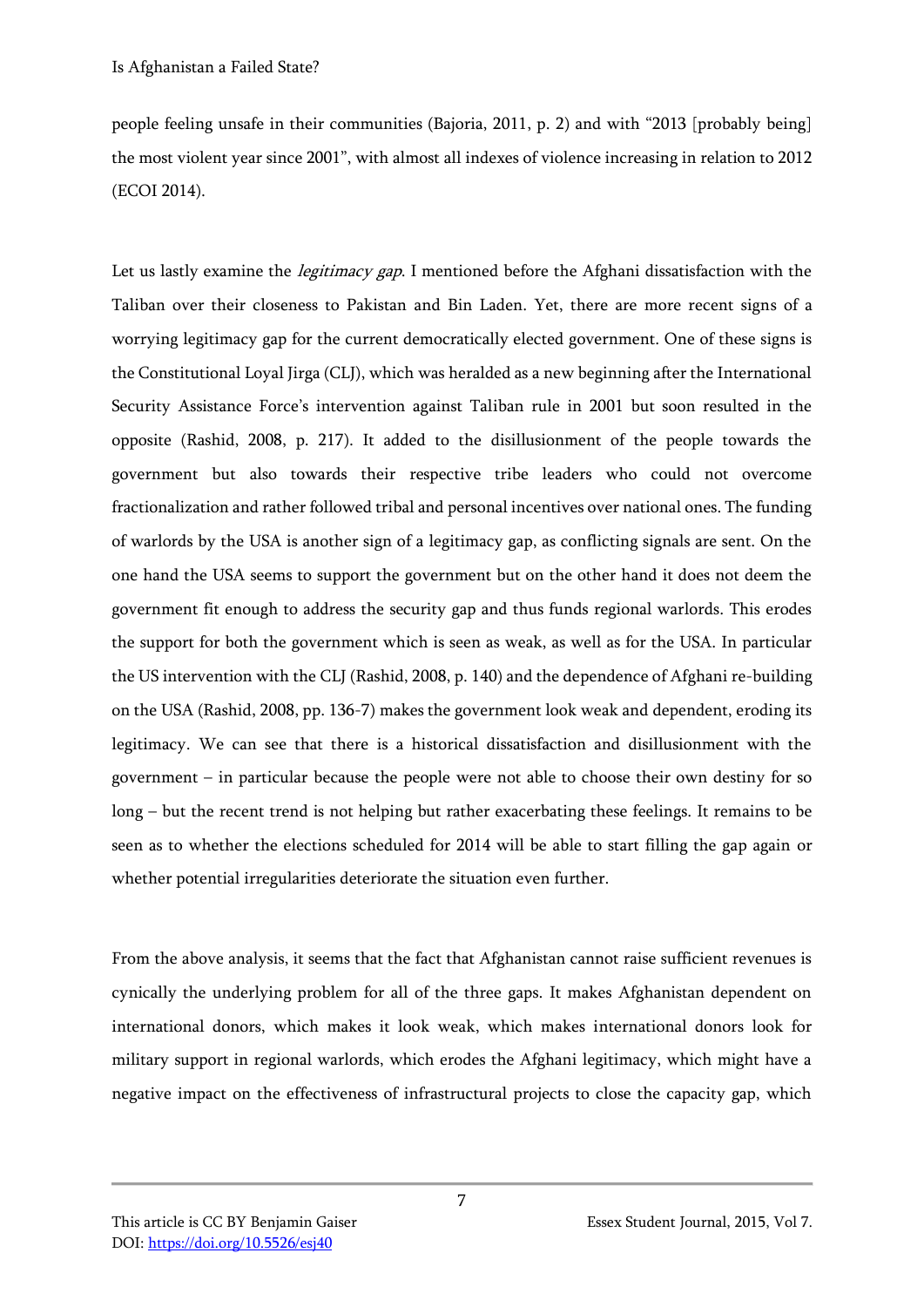people feeling unsafe in their communities (Bajoria, 2011, p. 2) and with "2013 [probably being] the most violent year since 2001", with almost all indexes of violence increasing in relation to 2012 (ECOI 2014).

Let us lastly examine the *legitimacy gap*. I mentioned before the Afghani dissatisfaction with the Taliban over their closeness to Pakistan and Bin Laden. Yet, there are more recent signs of a worrying legitimacy gap for the current democratically elected government. One of these signs is the Constitutional Loyal Jirga (CLJ), which was heralded as a new beginning after the International Security Assistance Force's intervention against Taliban rule in 2001 but soon resulted in the opposite (Rashid, 2008, p. 217). It added to the disillusionment of the people towards the government but also towards their respective tribe leaders who could not overcome fractionalization and rather followed tribal and personal incentives over national ones. The funding of warlords by the USA is another sign of a legitimacy gap, as conflicting signals are sent. On the one hand the USA seems to support the government but on the other hand it does not deem the government fit enough to address the security gap and thus funds regional warlords. This erodes the support for both the government which is seen as weak, as well as for the USA. In particular the US intervention with the CLJ (Rashid, 2008, p. 140) and the dependence of Afghani re-building on the USA (Rashid, 2008, pp. 136-7) makes the government look weak and dependent, eroding its legitimacy. We can see that there is a historical dissatisfaction and disillusionment with the government – in particular because the people were not able to choose their own destiny for so long – but the recent trend is not helping but rather exacerbating these feelings. It remains to be seen as to whether the elections scheduled for 2014 will be able to start filling the gap again or whether potential irregularities deteriorate the situation even further.

From the above analysis, it seems that the fact that Afghanistan cannot raise sufficient revenues is cynically the underlying problem for all of the three gaps. It makes Afghanistan dependent on international donors, which makes it look weak, which makes international donors look for military support in regional warlords, which erodes the Afghani legitimacy, which might have a negative impact on the effectiveness of infrastructural projects to close the capacity gap, which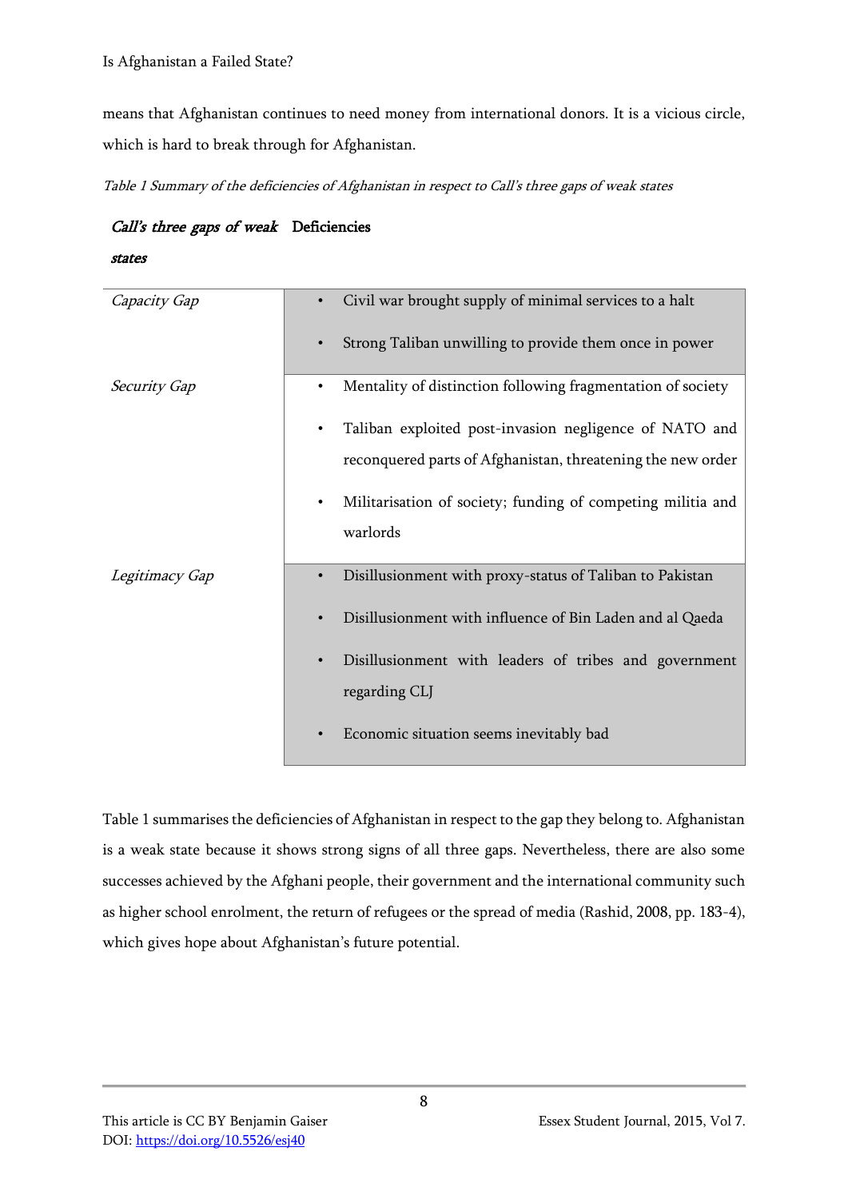means that Afghanistan continues to need money from international donors. It is a vicious circle, which is hard to break through for Afghanistan.

*Table 1 Summary of the deficiencies of Afghanistan in respect to Call's three gaps of weak states*

| *Call's three gaps of weak states* | Deficiencies |
|---|---|
| *Capacity Gap* | • Civil war brought supply of minimal services to a halt<br>• Strong Taliban unwilling to provide them once in power |
| *Security Gap* | • Mentality of distinction following fragmentation of society<br>• Taliban exploited post-invasion negligence of NATO and reconquered parts of Afghanistan, threatening the new order<br>• Militarisation of society; funding of competing militia and warlords |
| *Legitimacy Gap* | • Disillusionment with proxy-status of Taliban to Pakistan<br>• Disillusionment with influence of Bin Laden and al Qaeda<br>• Disillusionment with leaders of tribes and government regarding CLJ<br>• Economic situation seems inevitably bad |

Table 1 summarises the deficiencies of Afghanistan in respect to the gap they belong to. Afghanistan is a weak state because it shows strong signs of all three gaps. Nevertheless, there are also some successes achieved by the Afghani people, their government and the international community such as higher school enrolment, the return of refugees or the spread of media (Rashid, 2008, pp. 183-4), which gives hope about Afghanistan's future potential.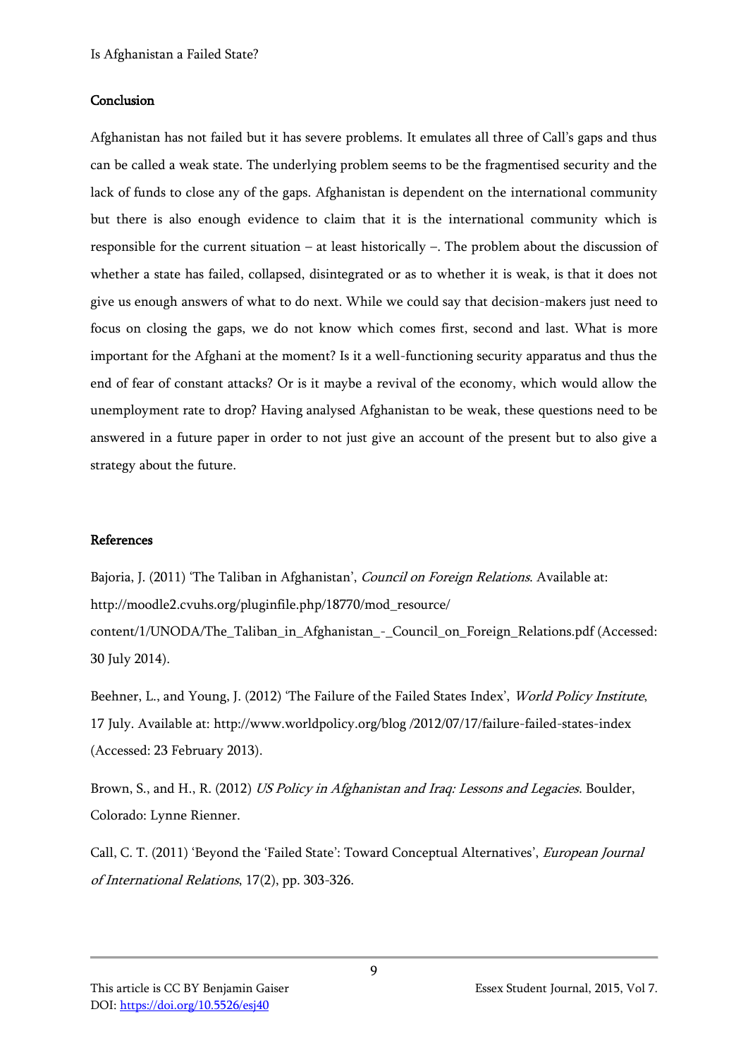## Conclusion

Afghanistan has not failed but it has severe problems. It emulates all three of Call's gaps and thus can be called a weak state. The underlying problem seems to be the fragmentised security and the lack of funds to close any of the gaps. Afghanistan is dependent on the international community but there is also enough evidence to claim that it is the international community which is responsible for the current situation – at least historically –. The problem about the discussion of whether a state has failed, collapsed, disintegrated or as to whether it is weak, is that it does not give us enough answers of what to do next. While we could say that decision-makers just need to focus on closing the gaps, we do not know which comes first, second and last. What is more important for the Afghani at the moment? Is it a well-functioning security apparatus and thus the end of fear of constant attacks? Or is it maybe a revival of the economy, which would allow the unemployment rate to drop? Having analysed Afghanistan to be weak, these questions need to be answered in a future paper in order to not just give an account of the present but to also give a strategy about the future.

## References

Bajoria, J. (2011) 'The Taliban in Afghanistan', *Council on Foreign Relations*. Available at: http://moodle2.cvuhs.org/pluginfile.php/18770/mod_resource/content/1/UNODA/The_Taliban_in_Afghanistan_-_Council_on_Foreign_Relations.pdf (Accessed: 30 July 2014).

Beehner, L., and Young, J. (2012) 'The Failure of the Failed States Index', *World Policy Institute*, 17 July. Available at: http://www.worldpolicy.org/blog /2012/07/17/failure-failed-states-index (Accessed: 23 February 2013).

Brown, S., and H., R. (2012) *US Policy in Afghanistan and Iraq: Lessons and Legacies*. Boulder, Colorado: Lynne Rienner.

Call, C. T. (2011) 'Beyond the 'Failed State': Toward Conceptual Alternatives', *European Journal of International Relations*, 17(2), pp. 303-326.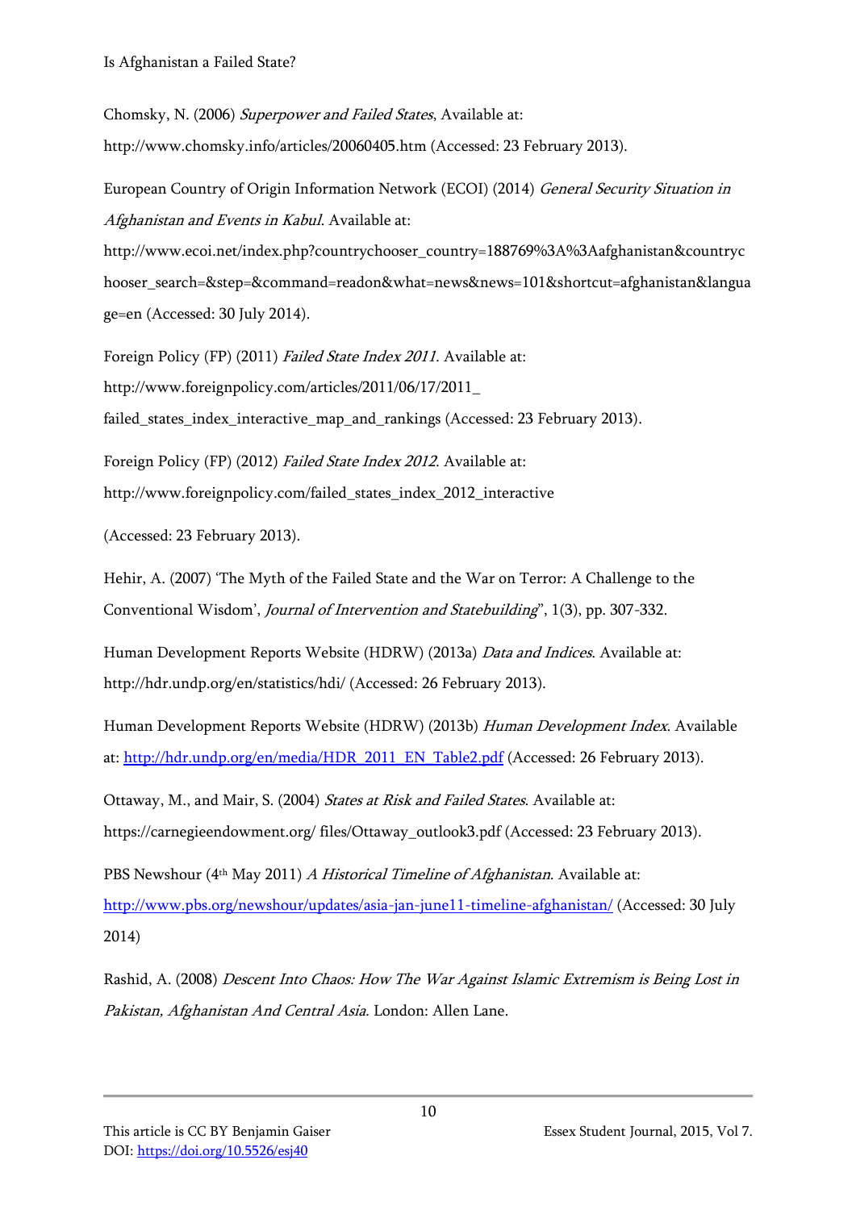Chomsky, N. (2006) *Superpower and Failed States*, Available at: http://www.chomsky.info/articles/20060405.htm (Accessed: 23 February 2013).

European Country of Origin Information Network (ECOI) (2014) *General Security Situation in Afghanistan and Events in Kabul*. Available at: http://www.ecoi.net/index.php?countrychooser_country=188769%3A%3Aafghanistan&countrychooser_search=&step=&command=readon&what=news&news=101&shortcut=afghanistan&language=en (Accessed: 30 July 2014).

Foreign Policy (FP) (2011) *Failed State Index 2011*. Available at: http://www.foreignpolicy.com/articles/2011/06/17/2011_ failed_states_index_interactive_map_and_rankings (Accessed: 23 February 2013).

Foreign Policy (FP) (2012) *Failed State Index 2012*. Available at: http://www.foreignpolicy.com/failed_states_index_2012_interactive

(Accessed: 23 February 2013).

Hehir, A. (2007) 'The Myth of the Failed State and the War on Terror: A Challenge to the Conventional Wisdom', *Journal of Intervention and Statebuilding*", 1(3), pp. 307-332.

Human Development Reports Website (HDRW) (2013a) *Data and Indices*. Available at: http://hdr.undp.org/en/statistics/hdi/ (Accessed: 26 February 2013).

Human Development Reports Website (HDRW) (2013b) *Human Development Index*. Available at: http://hdr.undp.org/en/media/HDR_2011_EN_Table2.pdf (Accessed: 26 February 2013).

Ottaway, M., and Mair, S. (2004) *States at Risk and Failed States*. Available at: https://carnegieendowment.org/ files/Ottaway_outlook3.pdf (Accessed: 23 February 2013).

PBS Newshour (4th May 2011) *A Historical Timeline of Afghanistan*. Available at: http://www.pbs.org/newshour/updates/asia-jan-june11-timeline-afghanistan/ (Accessed: 30 July 2014)

Rashid, A. (2008) *Descent Into Chaos: How The War Against Islamic Extremism is Being Lost in Pakistan, Afghanistan And Central Asia.* London: Allen Lane.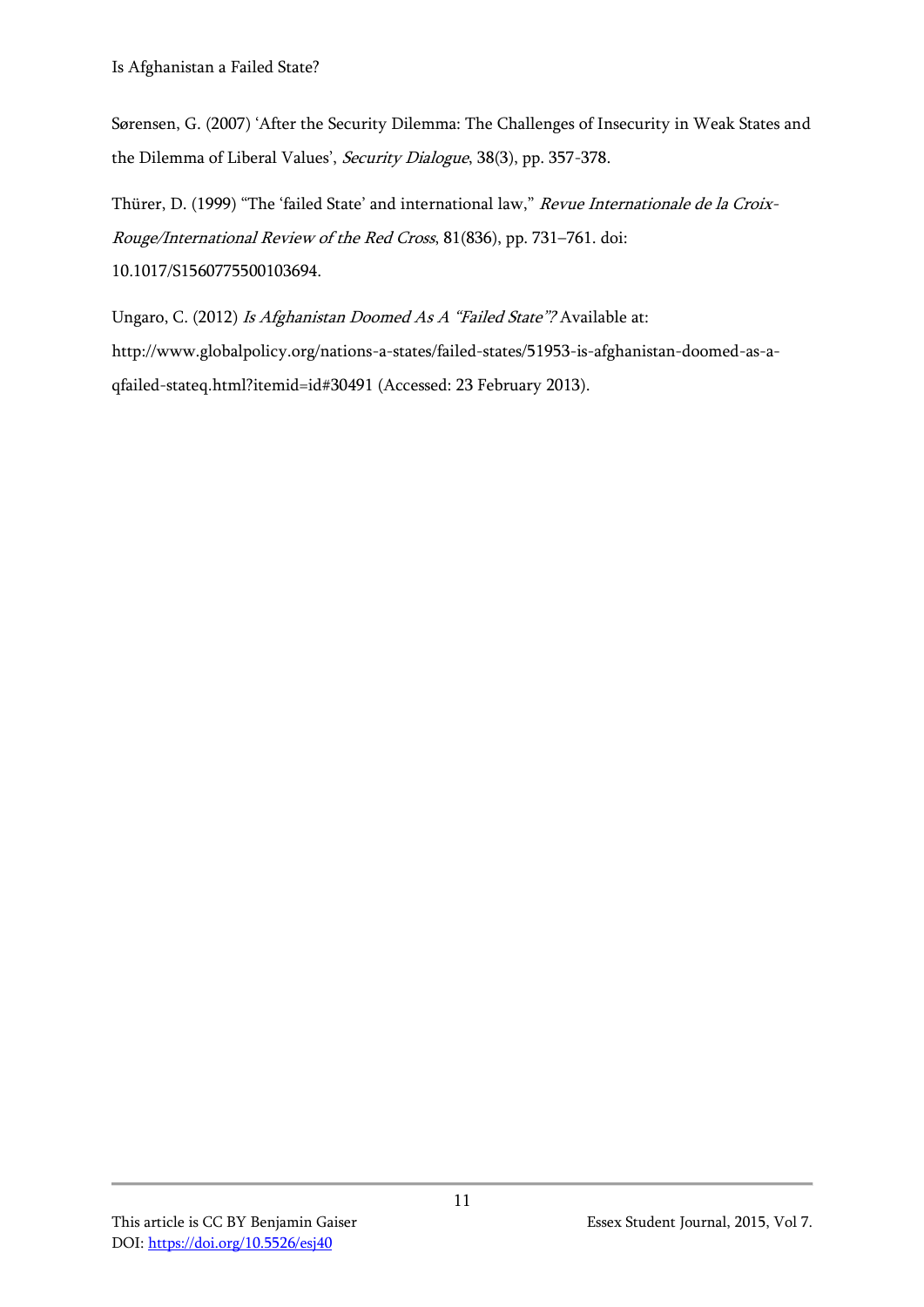Sørensen, G. (2007) 'After the Security Dilemma: The Challenges of Insecurity in Weak States and the Dilemma of Liberal Values', *Security Dialogue*, 38(3), pp. 357-378.

Thürer, D. (1999) "The 'failed State' and international law," *Revue Internationale de la Croix-Rouge/International Review of the Red Cross*, 81(836), pp. 731–761. doi: 10.1017/S1560775500103694.

Ungaro, C. (2012) *Is Afghanistan Doomed As A "Failed State"?* Available at: http://www.globalpolicy.org/nations-a-states/failed-states/51953-is-afghanistan-doomed-as-a-qfailed-stateq.html?itemid=id#30491 (Accessed: 23 February 2013).